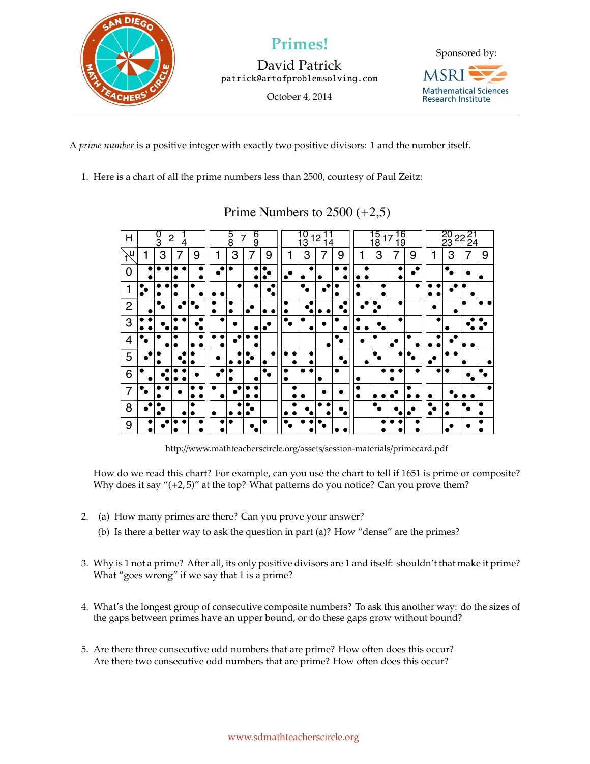# Primes!

David Patrick
patrick@artofproblemsolving.com

October 4, 2014

Sponsored by: MSRI Mathematical Sciences Research Institute

A *prime number* is a positive integer with exactly two positive divisors: 1 and the number itself.

1. Here is a chart of all the prime numbers less than 2500, courtesy of Paul Zeitz:

   Prime Numbers to 2500 (+2,5)

   http://www.mathteacherscircle.org/assets/session-materials/primecard.pdf

   How do we read this chart? For example, can you use the chart to tell if 1651 is prime or composite? Why does it say "(+2, 5)" at the top? What patterns do you notice? Can you prove them?

2. (a) How many primes are there? Can you prove your answer?

   (b) Is there a better way to ask the question in part (a)? How "dense" are the primes?

3. Why is 1 not a prime? After all, its only positive divisors are 1 and itself: shouldn't that make it prime? What "goes wrong" if we say that 1 is a prime?

4. What's the longest group of consecutive composite numbers? To ask this another way: do the sizes of the gaps between primes have an upper bound, or do these gaps grow without bound?

5. Are there three consecutive odd numbers that are prime? How often does this occur?
   Are there two consecutive odd numbers that are prime? How often does this occur?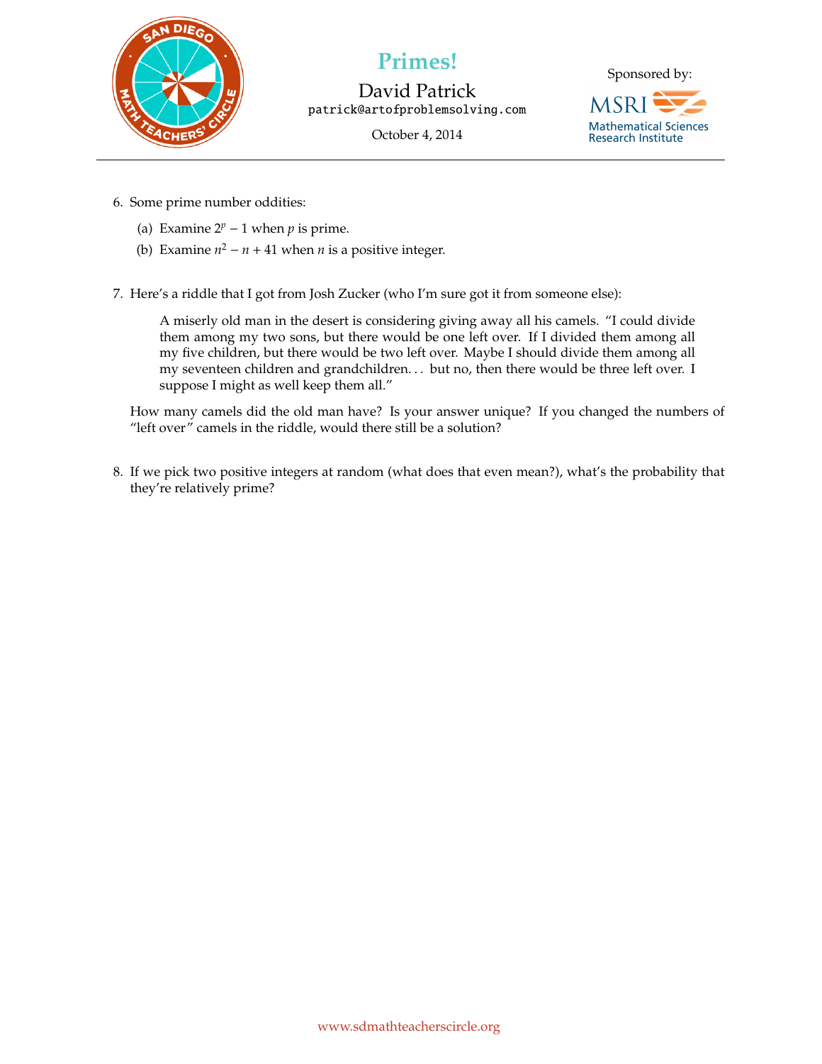6. Some prime number oddities:

   (a) Examine $2^p - 1$ when $p$ is prime.

   (b) Examine $n^2 - n + 41$ when $n$ is a positive integer.

7. Here's a riddle that I got from Josh Zucker (who I'm sure got it from someone else):

   > A miserly old man in the desert is considering giving away all his camels. "I could divide them among my two sons, but there would be one left over. If I divided them among all my five children, but there would be two left over. Maybe I should divide them among all my seventeen children and grandchildren... but no, then there would be three left over. I suppose I might as well keep them all."

   How many camels did the old man have? Is your answer unique? If you changed the numbers of "left over" camels in the riddle, would there still be a solution?

8. If we pick two positive integers at random (what does that even mean?), what's the probability that they're relatively prime?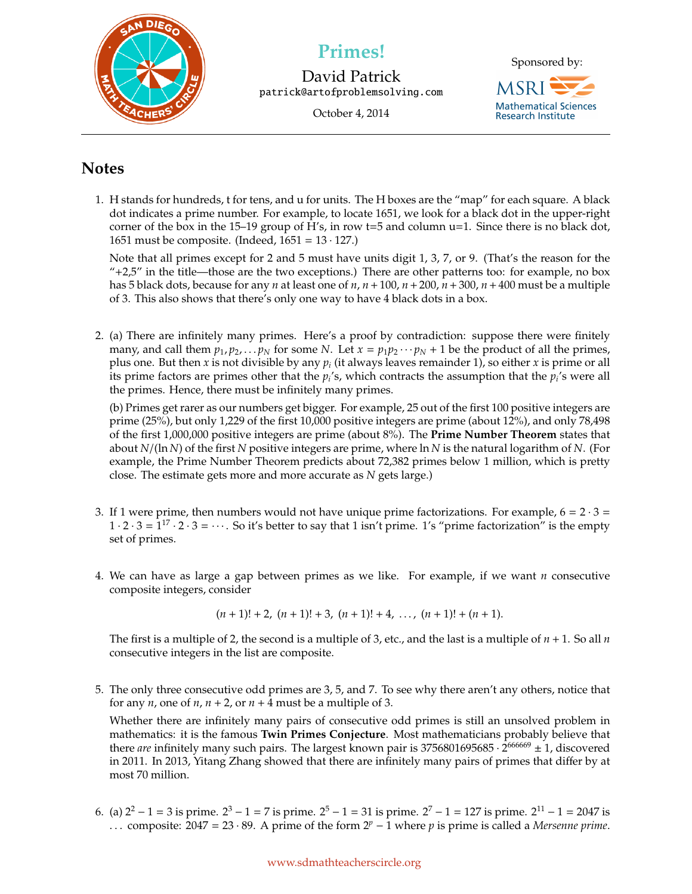**Primes!**

David Patrick
patrick@artofproblemsolving.com

October 4, 2014

Sponsored by: MSRI Mathematical Sciences Research Institute

## Notes

1. H stands for hundreds, t for tens, and u for units. The H boxes are the "map" for each square. A black dot indicates a prime number. For example, to locate 1651, we look for a black dot in the upper-right corner of the box in the 15–19 group of H's, in row t=5 and column u=1. Since there is no black dot, 1651 must be composite. (Indeed, $1651 = 13 \cdot 127$.)

   Note that all primes except for 2 and 5 must have units digit 1, 3, 7, or 9. (That's the reason for the "+2,5" in the title—those are the two exceptions.) There are other patterns too: for example, no box has 5 black dots, because for any $n$ at least one of $n$, $n+100$, $n+200$, $n+300$, $n+400$ must be a multiple of 3. This also shows that there's only one way to have 4 black dots in a box.

2. (a) There are infinitely many primes. Here's a proof by contradiction: suppose there were finitely many, and call them $p_1, p_2, \ldots p_N$ for some $N$. Let $x = p_1 p_2 \cdots p_N + 1$ be the product of all the primes, plus one. But then $x$ is not divisible by any $p_i$ (it always leaves remainder 1), so either $x$ is prime or all its prime factors are primes other that the $p_i$'s, which contracts the assumption that the $p_i$'s were all the primes. Hence, there must be infinitely many primes.

   (b) Primes get rarer as our numbers get bigger. For example, 25 out of the first 100 positive integers are prime (25%), but only 1,229 of the first 10,000 positive integers are prime (about 12%), and only 78,498 of the first 1,000,000 positive integers are prime (about 8%). The **Prime Number Theorem** states that about $N/(\ln N)$ of the first $N$ positive integers are prime, where $\ln N$ is the natural logarithm of $N$. (For example, the Prime Number Theorem predicts about 72,382 primes below 1 million, which is pretty close. The estimate gets more and more accurate as $N$ gets large.)

3. If 1 were prime, then numbers would not have unique prime factorizations. For example, $6 = 2 \cdot 3 = 1 \cdot 2 \cdot 3 = 1^{17} \cdot 2 \cdot 3 = \cdots$. So it's better to say that 1 isn't prime. 1's "prime factorization" is the empty set of primes.

4. We can have as large a gap between primes as we like. For example, if we want $n$ consecutive composite integers, consider

   $$(n+1)! + 2,\ (n+1)! + 3,\ (n+1)! + 4,\ \ldots,\ (n+1)! + (n+1).$$

   The first is a multiple of 2, the second is a multiple of 3, etc., and the last is a multiple of $n+1$. So all $n$ consecutive integers in the list are composite.

5. The only three consecutive odd primes are 3, 5, and 7. To see why there aren't any others, notice that for any $n$, one of $n$, $n+2$, or $n+4$ must be a multiple of 3.

   Whether there are infinitely many pairs of consecutive odd primes is still an unsolved problem in mathematics: it is the famous **Twin Primes Conjecture**. Most mathematicians probably believe that there *are* infinitely many such pairs. The largest known pair is $3756801695685 \cdot 2^{666669} \pm 1$, discovered in 2011. In 2013, Yitang Zhang showed that there are infinitely many pairs of primes that differ by at most 70 million.

6. (a) $2^2 - 1 = 3$ is prime. $2^3 - 1 = 7$ is prime. $2^5 - 1 = 31$ is prime. $2^7 - 1 = 127$ is prime. $2^{11} - 1 = 2047$ is ... composite: $2047 = 23 \cdot 89$. A prime of the form $2^p - 1$ where $p$ is prime is called a *Mersenne prime*.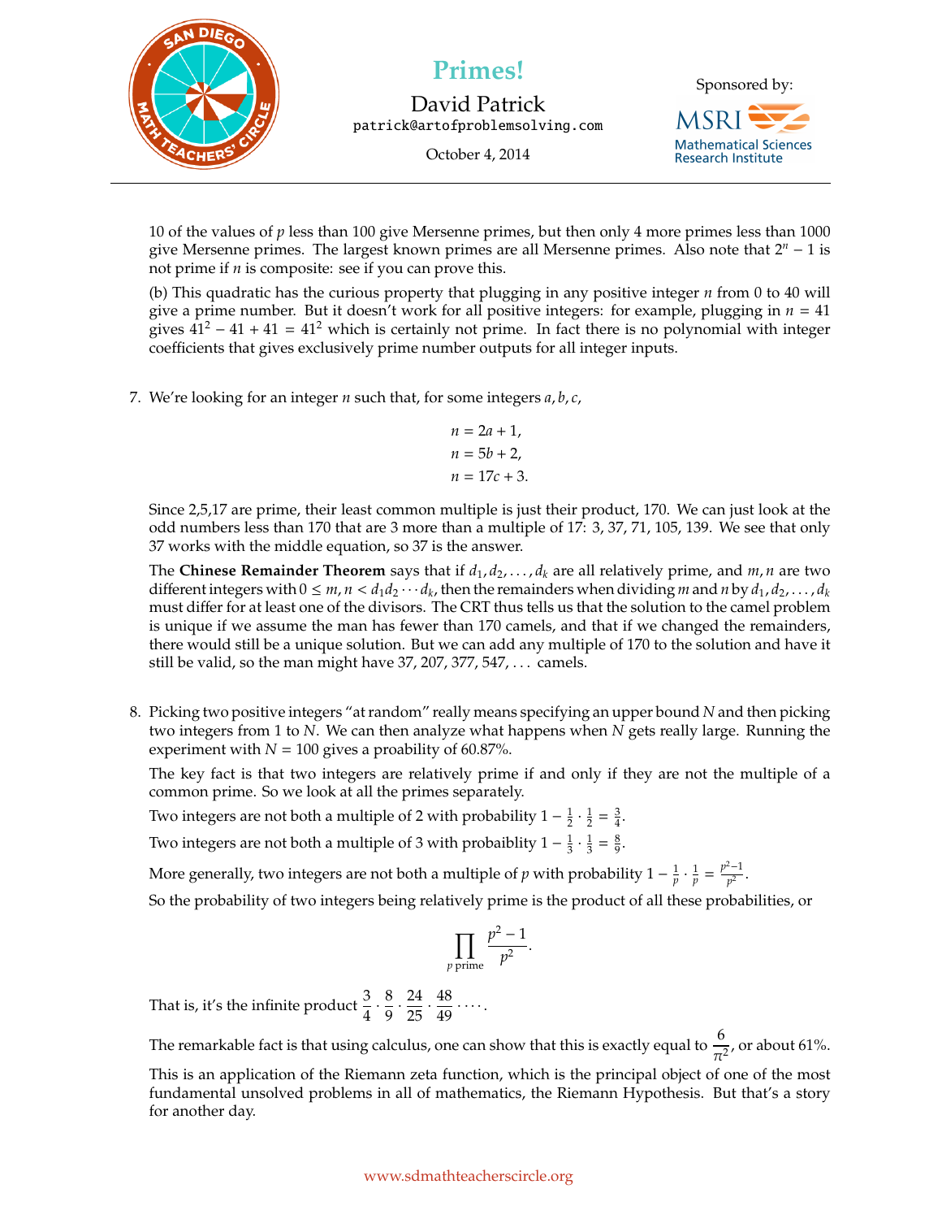10 of the values of $p$ less than 100 give Mersenne primes, but then only 4 more primes less than 1000 give Mersenne primes. The largest known primes are all Mersenne primes. Also note that $2^n - 1$ is not prime if $n$ is composite: see if you can prove this.

(b) This quadratic has the curious property that plugging in any positive integer $n$ from 0 to 40 will give a prime number. But it doesn't work for all positive integers: for example, plugging in $n = 41$ gives $41^2 - 41 + 41 = 41^2$ which is certainly not prime. In fact there is no polynomial with integer coefficients that gives exclusively prime number outputs for all integer inputs.

7. We're looking for an integer $n$ such that, for some integers $a, b, c$,

$$n = 2a + 1,$$
$$n = 5b + 2,$$
$$n = 17c + 3.$$

Since 2,5,17 are prime, their least common multiple is just their product, 170. We can just look at the odd numbers less than 170 that are 3 more than a multiple of 17: 3, 37, 71, 105, 139. We see that only 37 works with the middle equation, so 37 is the answer.

The **Chinese Remainder Theorem** says that if $d_1, d_2, \ldots, d_k$ are all relatively prime, and $m, n$ are two different integers with $0 \le m, n < d_1 d_2 \cdots d_k$, then the remainders when dividing $m$ and $n$ by $d_1, d_2, \ldots, d_k$ must differ for at least one of the divisors. The CRT thus tells us that the solution to the camel problem is unique if we assume the man has fewer than 170 camels, and that if we changed the remainders, there would still be a unique solution. But we can add any multiple of 170 to the solution and have it still be valid, so the man might have 37, 207, 377, 547, . . . camels.

8. Picking two positive integers "at random" really means specifying an upper bound $N$ and then picking two integers from 1 to $N$. We can then analyze what happens when $N$ gets really large. Running the experiment with $N = 100$ gives a proability of 60.87%.

The key fact is that two integers are relatively prime if and only if they are not the multiple of a common prime. So we look at all the primes separately.

Two integers are not both a multiple of 2 with probability $1 - \frac{1}{2} \cdot \frac{1}{2} = \frac{3}{4}$.

Two integers are not both a multiple of 3 with probaiblity $1 - \frac{1}{3} \cdot \frac{1}{3} = \frac{8}{9}$.

More generally, two integers are not both a multiple of $p$ with probability $1 - \frac{1}{p} \cdot \frac{1}{p} = \frac{p^2-1}{p^2}$.

So the probability of two integers being relatively prime is the product of all these probabilities, or

$$\prod_{p \text{ prime}} \frac{p^2 - 1}{p^2}.$$

That is, it's the infinite product $\dfrac{3}{4} \cdot \dfrac{8}{9} \cdot \dfrac{24}{25} \cdot \dfrac{48}{49} \cdots$.

The remarkable fact is that using calculus, one can show that this is exactly equal to $\dfrac{6}{\pi^2}$, or about 61%.

This is an application of the Riemann zeta function, which is the principal object of one of the most fundamental unsolved problems in all of mathematics, the Riemann Hypothesis. But that's a story for another day.